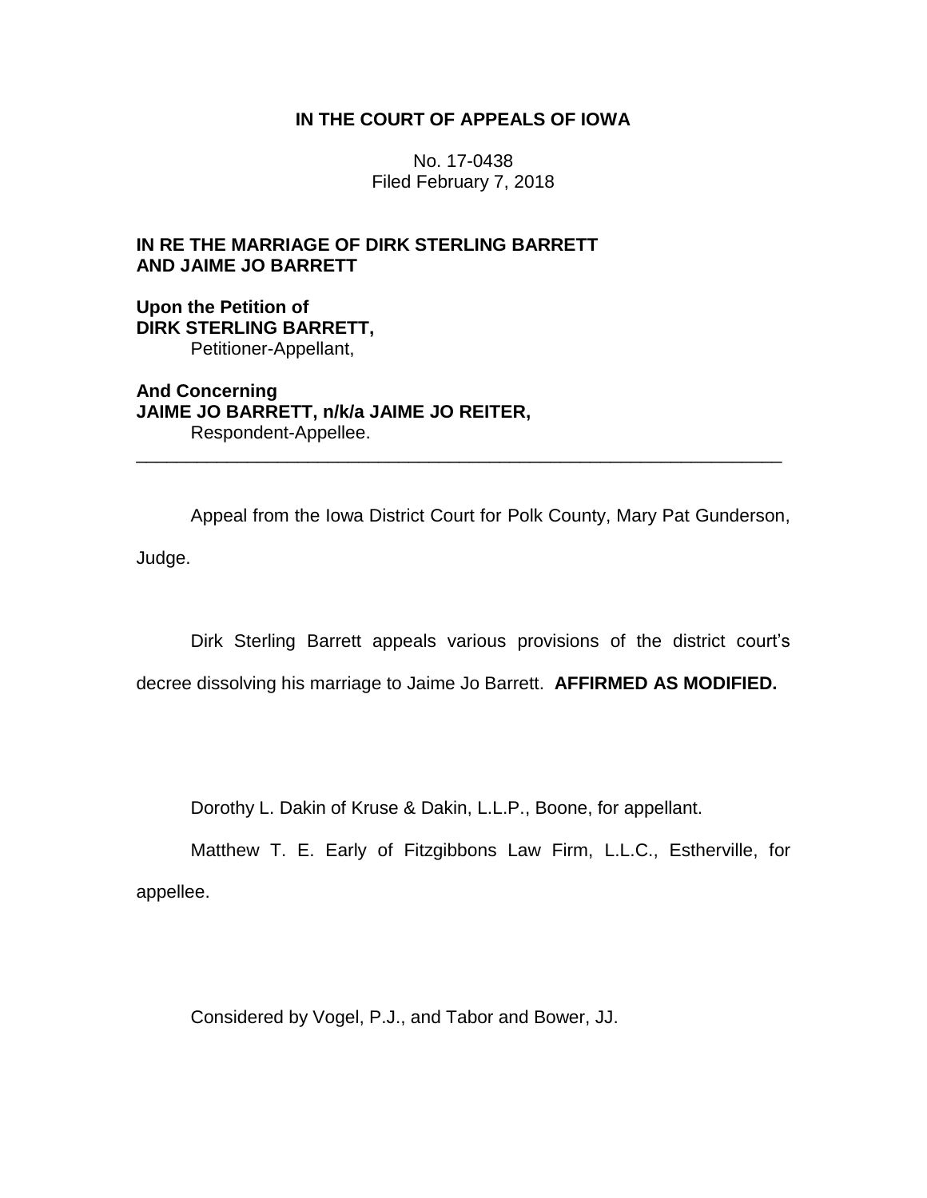**IN THE COURT OF APPEALS OF IOWA**

No. 17-0438
Filed February 7, 2018

**IN RE THE MARRIAGE OF DIRK STERLING BARRETT AND JAIME JO BARRETT**

**Upon the Petition of**
**DIRK STERLING BARRETT,**
Petitioner-Appellant,

**And Concerning**
**JAIME JO BARRETT, n/k/a JAIME JO REITER,**
Respondent-Appellee.

---

Appeal from the Iowa District Court for Polk County, Mary Pat Gunderson, Judge.

Dirk Sterling Barrett appeals various provisions of the district court's decree dissolving his marriage to Jaime Jo Barrett. **AFFIRMED AS MODIFIED.**

Dorothy L. Dakin of Kruse & Dakin, L.L.P., Boone, for appellant.

Matthew T. E. Early of Fitzgibbons Law Firm, L.L.C., Estherville, for appellee.

Considered by Vogel, P.J., and Tabor and Bower, JJ.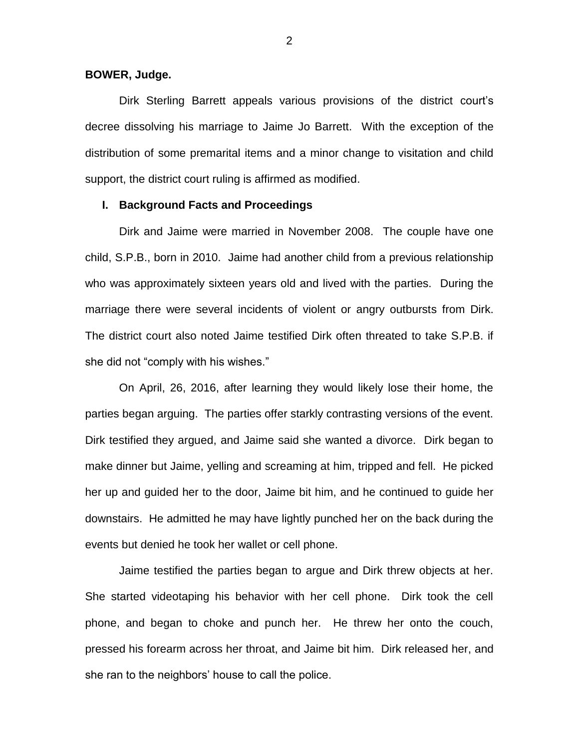**BOWER, Judge.**

Dirk Sterling Barrett appeals various provisions of the district court's decree dissolving his marriage to Jaime Jo Barrett. With the exception of the distribution of some premarital items and a minor change to visitation and child support, the district court ruling is affirmed as modified.

## I. Background Facts and Proceedings

Dirk and Jaime were married in November 2008. The couple have one child, S.P.B., born in 2010. Jaime had another child from a previous relationship who was approximately sixteen years old and lived with the parties. During the marriage there were several incidents of violent or angry outbursts from Dirk. The district court also noted Jaime testified Dirk often threated to take S.P.B. if she did not "comply with his wishes."

On April, 26, 2016, after learning they would likely lose their home, the parties began arguing. The parties offer starkly contrasting versions of the event. Dirk testified they argued, and Jaime said she wanted a divorce. Dirk began to make dinner but Jaime, yelling and screaming at him, tripped and fell. He picked her up and guided her to the door, Jaime bit him, and he continued to guide her downstairs. He admitted he may have lightly punched her on the back during the events but denied he took her wallet or cell phone.

Jaime testified the parties began to argue and Dirk threw objects at her. She started videotaping his behavior with her cell phone. Dirk took the cell phone, and began to choke and punch her. He threw her onto the couch, pressed his forearm across her throat, and Jaime bit him. Dirk released her, and she ran to the neighbors' house to call the police.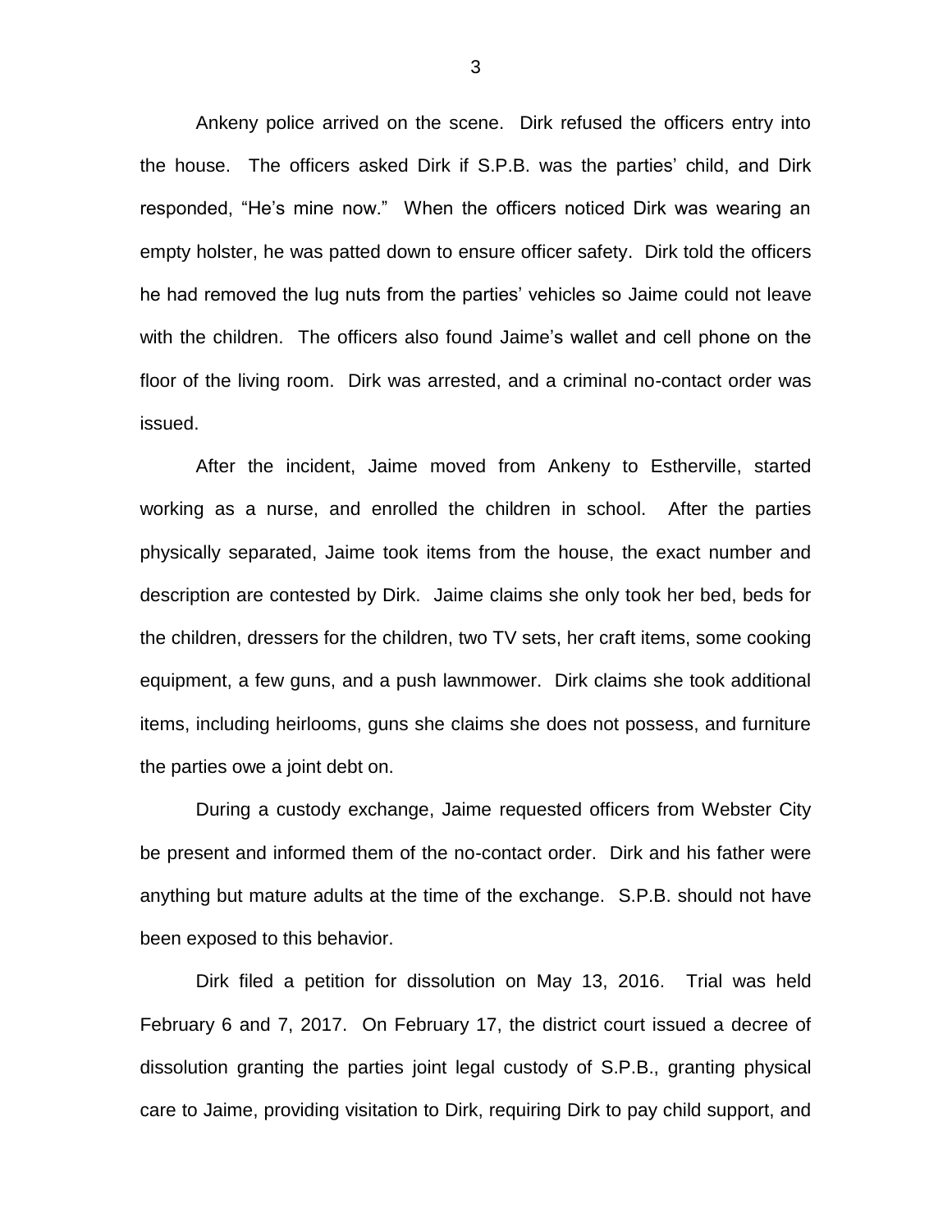Ankeny police arrived on the scene. Dirk refused the officers entry into the house. The officers asked Dirk if S.P.B. was the parties' child, and Dirk responded, "He's mine now." When the officers noticed Dirk was wearing an empty holster, he was patted down to ensure officer safety. Dirk told the officers he had removed the lug nuts from the parties' vehicles so Jaime could not leave with the children. The officers also found Jaime's wallet and cell phone on the floor of the living room. Dirk was arrested, and a criminal no-contact order was issued.

After the incident, Jaime moved from Ankeny to Estherville, started working as a nurse, and enrolled the children in school. After the parties physically separated, Jaime took items from the house, the exact number and description are contested by Dirk. Jaime claims she only took her bed, beds for the children, dressers for the children, two TV sets, her craft items, some cooking equipment, a few guns, and a push lawnmower. Dirk claims she took additional items, including heirlooms, guns she claims she does not possess, and furniture the parties owe a joint debt on.

During a custody exchange, Jaime requested officers from Webster City be present and informed them of the no-contact order. Dirk and his father were anything but mature adults at the time of the exchange. S.P.B. should not have been exposed to this behavior.

Dirk filed a petition for dissolution on May 13, 2016. Trial was held February 6 and 7, 2017. On February 17, the district court issued a decree of dissolution granting the parties joint legal custody of S.P.B., granting physical care to Jaime, providing visitation to Dirk, requiring Dirk to pay child support, and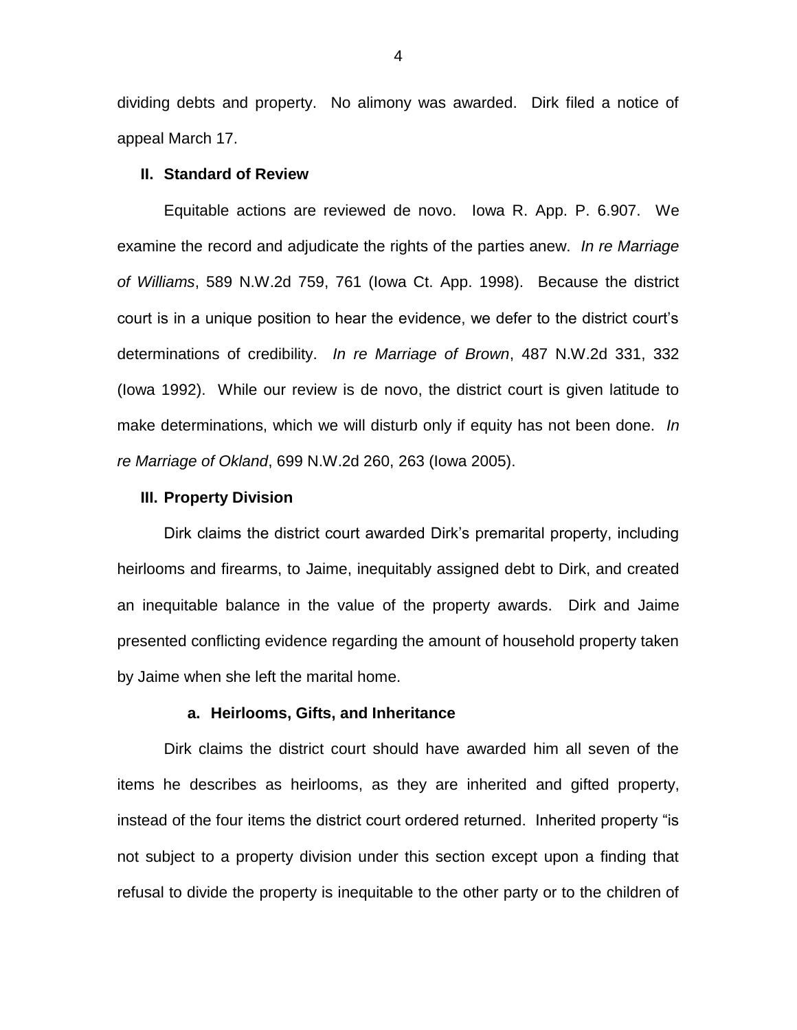dividing debts and property. No alimony was awarded. Dirk filed a notice of appeal March 17.

## II. Standard of Review

Equitable actions are reviewed de novo. Iowa R. App. P. 6.907. We examine the record and adjudicate the rights of the parties anew. *In re Marriage of Williams*, 589 N.W.2d 759, 761 (Iowa Ct. App. 1998). Because the district court is in a unique position to hear the evidence, we defer to the district court's determinations of credibility. *In re Marriage of Brown*, 487 N.W.2d 331, 332 (Iowa 1992). While our review is de novo, the district court is given latitude to make determinations, which we will disturb only if equity has not been done. *In re Marriage of Okland*, 699 N.W.2d 260, 263 (Iowa 2005).

## III. Property Division

Dirk claims the district court awarded Dirk's premarital property, including heirlooms and firearms, to Jaime, inequitably assigned debt to Dirk, and created an inequitable balance in the value of the property awards. Dirk and Jaime presented conflicting evidence regarding the amount of household property taken by Jaime when she left the marital home.

### a. Heirlooms, Gifts, and Inheritance

Dirk claims the district court should have awarded him all seven of the items he describes as heirlooms, as they are inherited and gifted property, instead of the four items the district court ordered returned. Inherited property "is not subject to a property division under this section except upon a finding that refusal to divide the property is inequitable to the other party or to the children of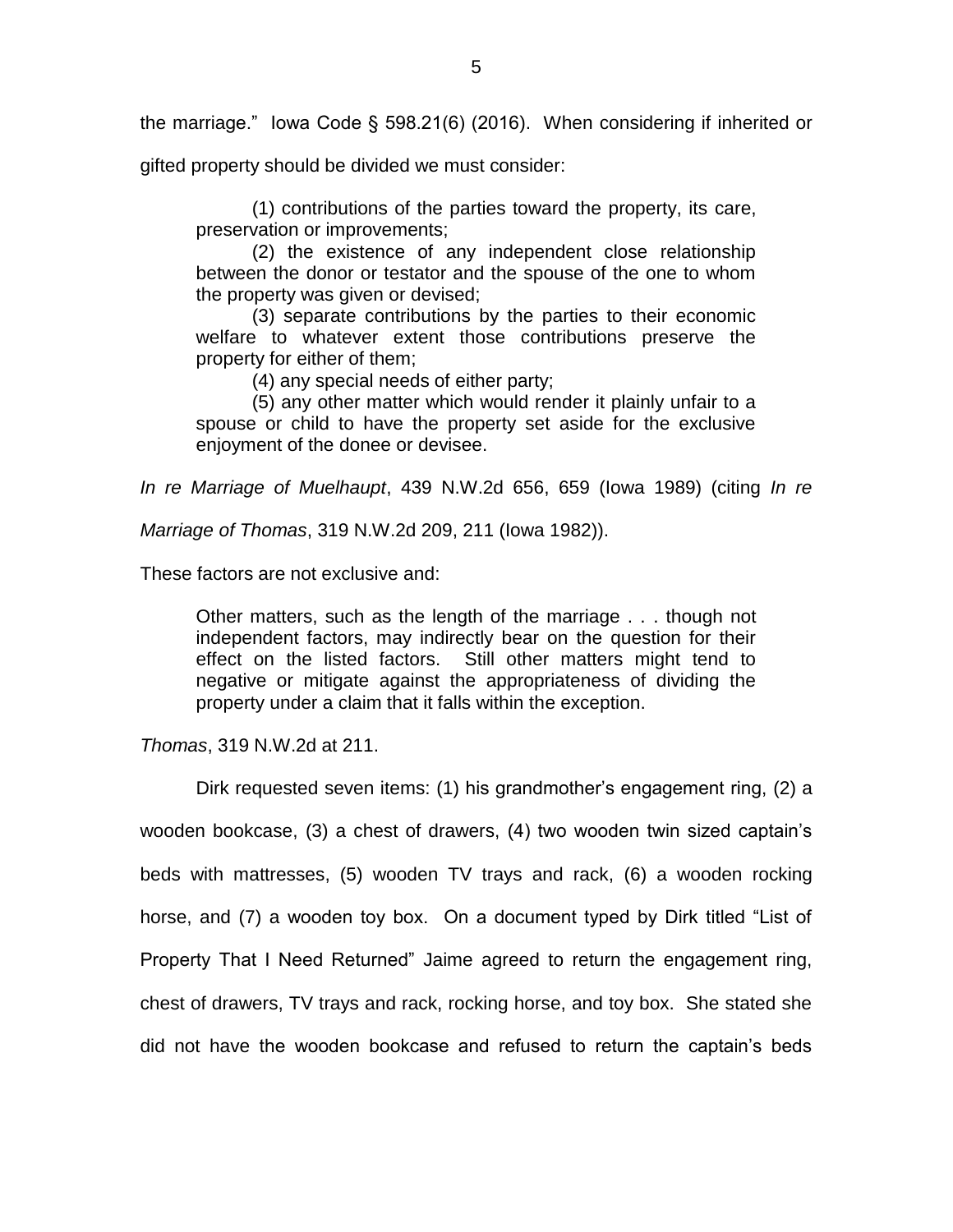the marriage." Iowa Code § 598.21(6) (2016). When considering if inherited or gifted property should be divided we must consider:

> (1) contributions of the parties toward the property, its care, preservation or improvements;
>
> (2) the existence of any independent close relationship between the donor or testator and the spouse of the one to whom the property was given or devised;
>
> (3) separate contributions by the parties to their economic welfare to whatever extent those contributions preserve the property for either of them;
>
> (4) any special needs of either party;
>
> (5) any other matter which would render it plainly unfair to a spouse or child to have the property set aside for the exclusive enjoyment of the donee or devisee.

*In re Marriage of Muelhaupt*, 439 N.W.2d 656, 659 (Iowa 1989) (citing *In re Marriage of Thomas*, 319 N.W.2d 209, 211 (Iowa 1982)).

These factors are not exclusive and:

> Other matters, such as the length of the marriage . . . though not independent factors, may indirectly bear on the question for their effect on the listed factors. Still other matters might tend to negative or mitigate against the appropriateness of dividing the property under a claim that it falls within the exception.

*Thomas*, 319 N.W.2d at 211.

Dirk requested seven items: (1) his grandmother's engagement ring, (2) a wooden bookcase, (3) a chest of drawers, (4) two wooden twin sized captain's beds with mattresses, (5) wooden TV trays and rack, (6) a wooden rocking horse, and (7) a wooden toy box. On a document typed by Dirk titled "List of Property That I Need Returned" Jaime agreed to return the engagement ring, chest of drawers, TV trays and rack, rocking horse, and toy box. She stated she did not have the wooden bookcase and refused to return the captain's beds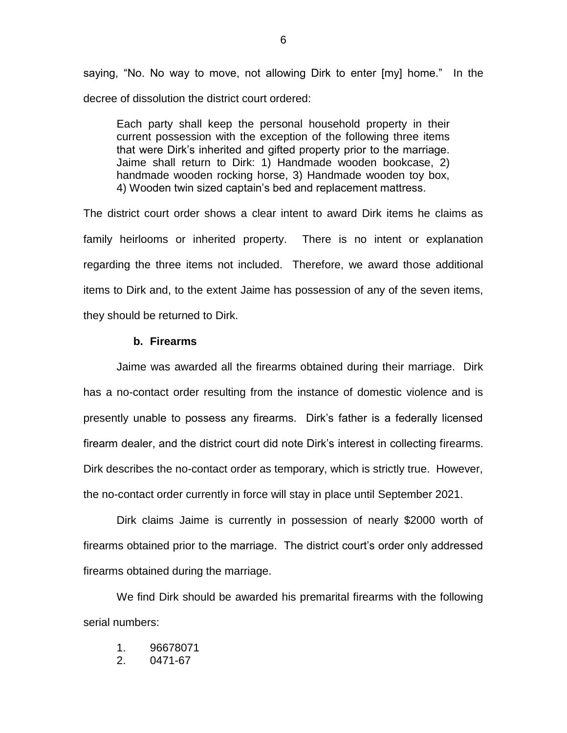saying, "No. No way to move, not allowing Dirk to enter [my] home." In the decree of dissolution the district court ordered:

> Each party shall keep the personal household property in their current possession with the exception of the following three items that were Dirk's inherited and gifted property prior to the marriage. Jaime shall return to Dirk: 1) Handmade wooden bookcase, 2) handmade wooden rocking horse, 3) Handmade wooden toy box, 4) Wooden twin sized captain's bed and replacement mattress.

The district court order shows a clear intent to award Dirk items he claims as family heirlooms or inherited property. There is no intent or explanation regarding the three items not included. Therefore, we award those additional items to Dirk and, to the extent Jaime has possession of any of the seven items, they should be returned to Dirk.

**b. Firearms**

Jaime was awarded all the firearms obtained during their marriage. Dirk has a no-contact order resulting from the instance of domestic violence and is presently unable to possess any firearms. Dirk's father is a federally licensed firearm dealer, and the district court did note Dirk's interest in collecting firearms. Dirk describes the no-contact order as temporary, which is strictly true. However, the no-contact order currently in force will stay in place until September 2021.

Dirk claims Jaime is currently in possession of nearly $2000 worth of firearms obtained prior to the marriage. The district court's order only addressed firearms obtained during the marriage.

We find Dirk should be awarded his premarital firearms with the following serial numbers:

1. 96678071
2. 0471-67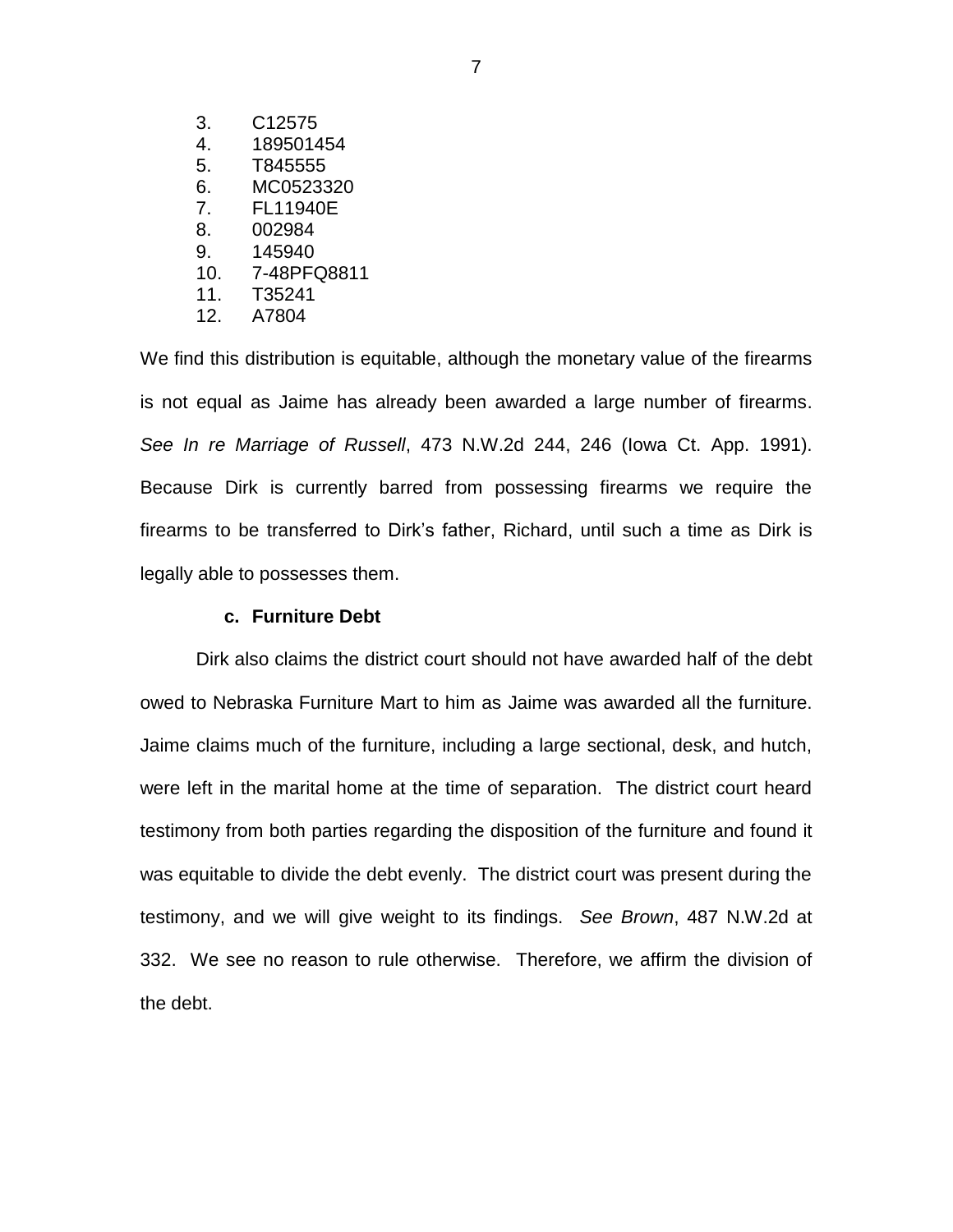3. C12575
4. 189501454
5. T845555
6. MC0523320
7. FL11940E
8. 002984
9. 145940
10. 7-48PFQ8811
11. T35241
12. A7804

We find this distribution is equitable, although the monetary value of the firearms is not equal as Jaime has already been awarded a large number of firearms. *See In re Marriage of Russell*, 473 N.W.2d 244, 246 (Iowa Ct. App. 1991). Because Dirk is currently barred from possessing firearms we require the firearms to be transferred to Dirk's father, Richard, until such a time as Dirk is legally able to possesses them.

**c. Furniture Debt**

Dirk also claims the district court should not have awarded half of the debt owed to Nebraska Furniture Mart to him as Jaime was awarded all the furniture. Jaime claims much of the furniture, including a large sectional, desk, and hutch, were left in the marital home at the time of separation. The district court heard testimony from both parties regarding the disposition of the furniture and found it was equitable to divide the debt evenly. The district court was present during the testimony, and we will give weight to its findings. *See Brown*, 487 N.W.2d at 332. We see no reason to rule otherwise. Therefore, we affirm the division of the debt.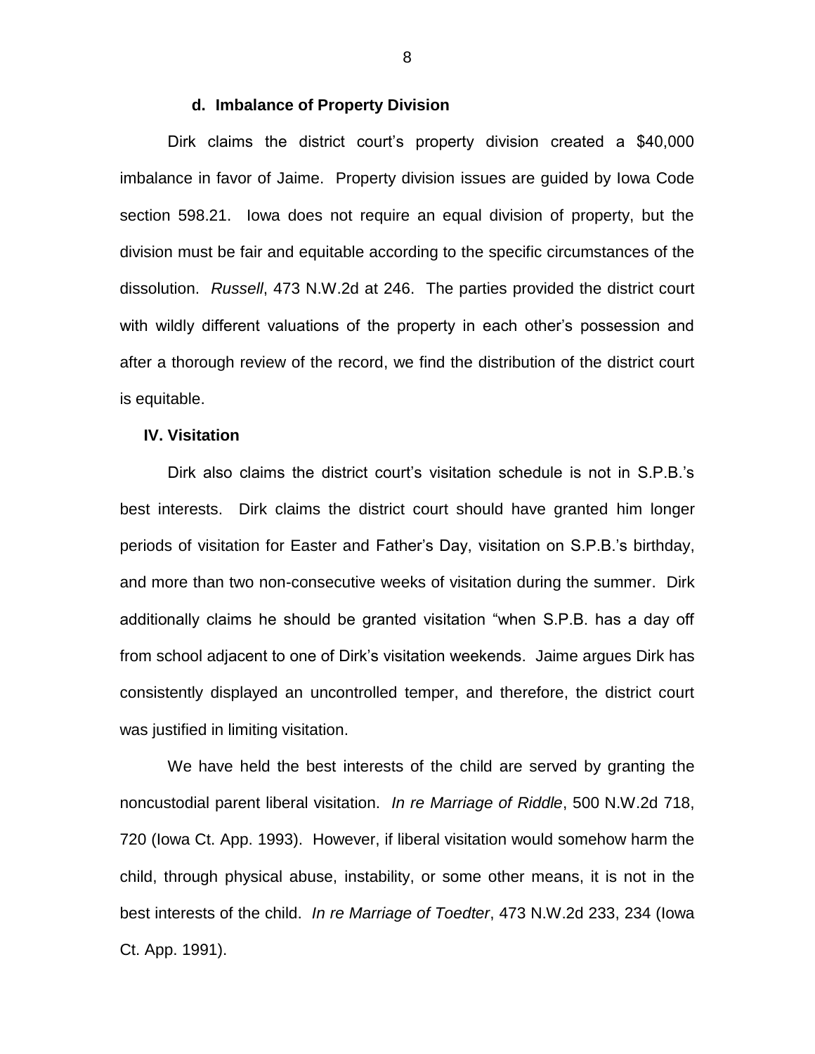#### d. Imbalance of Property Division

Dirk claims the district court's property division created a $40,000 imbalance in favor of Jaime. Property division issues are guided by Iowa Code section 598.21. Iowa does not require an equal division of property, but the division must be fair and equitable according to the specific circumstances of the dissolution. *Russell*, 473 N.W.2d at 246. The parties provided the district court with wildly different valuations of the property in each other's possession and after a thorough review of the record, we find the distribution of the district court is equitable.

### IV. Visitation

Dirk also claims the district court's visitation schedule is not in S.P.B.'s best interests. Dirk claims the district court should have granted him longer periods of visitation for Easter and Father's Day, visitation on S.P.B.'s birthday, and more than two non-consecutive weeks of visitation during the summer. Dirk additionally claims he should be granted visitation "when S.P.B. has a day off from school adjacent to one of Dirk's visitation weekends. Jaime argues Dirk has consistently displayed an uncontrolled temper, and therefore, the district court was justified in limiting visitation.

We have held the best interests of the child are served by granting the noncustodial parent liberal visitation. *In re Marriage of Riddle*, 500 N.W.2d 718, 720 (Iowa Ct. App. 1993). However, if liberal visitation would somehow harm the child, through physical abuse, instability, or some other means, it is not in the best interests of the child. *In re Marriage of Toedter*, 473 N.W.2d 233, 234 (Iowa Ct. App. 1991).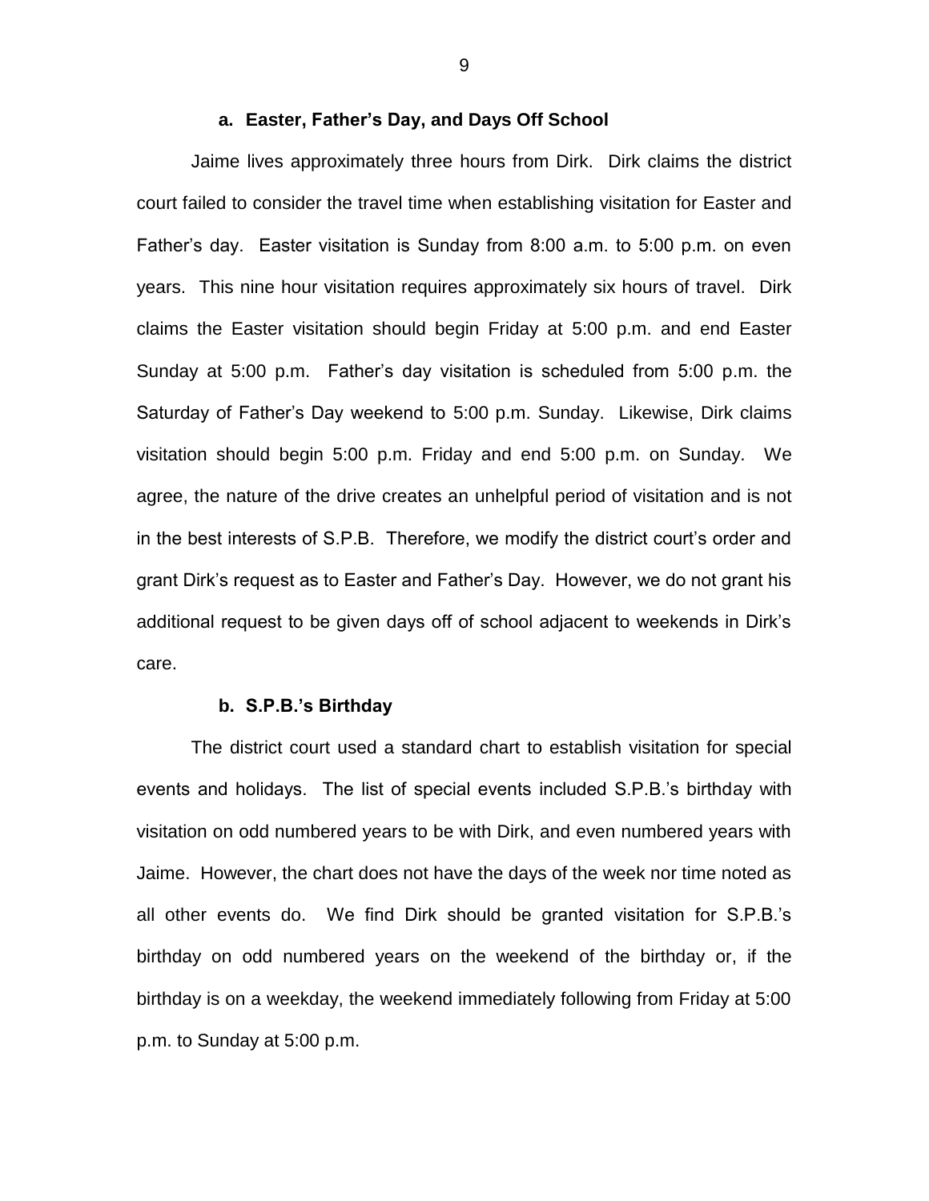**a. Easter, Father's Day, and Days Off School**

Jaime lives approximately three hours from Dirk. Dirk claims the district court failed to consider the travel time when establishing visitation for Easter and Father's day. Easter visitation is Sunday from 8:00 a.m. to 5:00 p.m. on even years. This nine hour visitation requires approximately six hours of travel. Dirk claims the Easter visitation should begin Friday at 5:00 p.m. and end Easter Sunday at 5:00 p.m. Father's day visitation is scheduled from 5:00 p.m. the Saturday of Father's Day weekend to 5:00 p.m. Sunday. Likewise, Dirk claims visitation should begin 5:00 p.m. Friday and end 5:00 p.m. on Sunday. We agree, the nature of the drive creates an unhelpful period of visitation and is not in the best interests of S.P.B. Therefore, we modify the district court's order and grant Dirk's request as to Easter and Father's Day. However, we do not grant his additional request to be given days off of school adjacent to weekends in Dirk's care.

**b. S.P.B.'s Birthday**

The district court used a standard chart to establish visitation for special events and holidays. The list of special events included S.P.B.'s birthday with visitation on odd numbered years to be with Dirk, and even numbered years with Jaime. However, the chart does not have the days of the week nor time noted as all other events do. We find Dirk should be granted visitation for S.P.B.'s birthday on odd numbered years on the weekend of the birthday or, if the birthday is on a weekday, the weekend immediately following from Friday at 5:00 p.m. to Sunday at 5:00 p.m.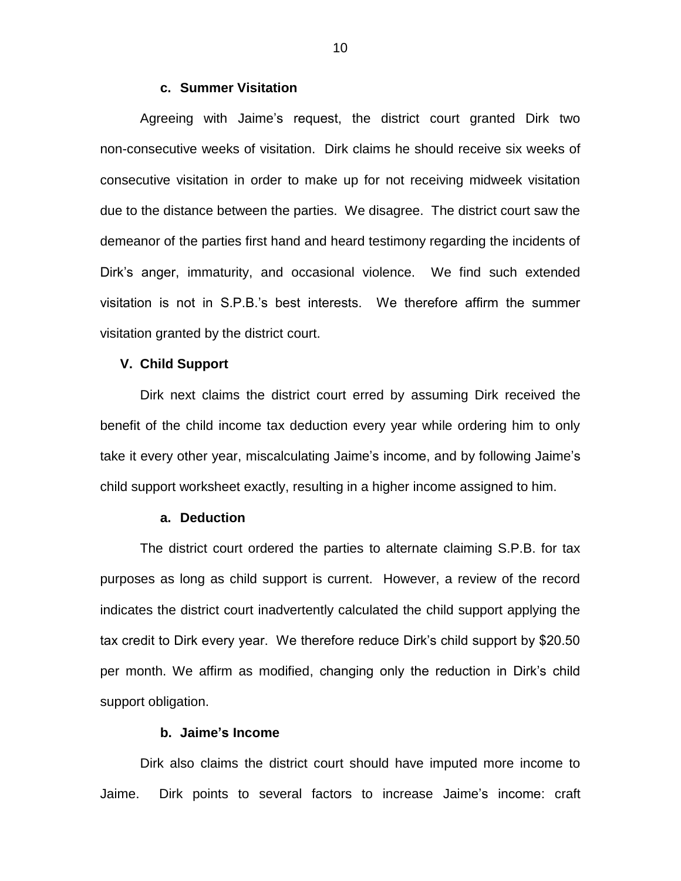#### c. Summer Visitation

Agreeing with Jaime's request, the district court granted Dirk two non-consecutive weeks of visitation. Dirk claims he should receive six weeks of consecutive visitation in order to make up for not receiving midweek visitation due to the distance between the parties. We disagree. The district court saw the demeanor of the parties first hand and heard testimony regarding the incidents of Dirk's anger, immaturity, and occasional violence. We find such extended visitation is not in S.P.B.'s best interests. We therefore affirm the summer visitation granted by the district court.

### V. Child Support

Dirk next claims the district court erred by assuming Dirk received the benefit of the child income tax deduction every year while ordering him to only take it every other year, miscalculating Jaime's income, and by following Jaime's child support worksheet exactly, resulting in a higher income assigned to him.

#### a. Deduction

The district court ordered the parties to alternate claiming S.P.B. for tax purposes as long as child support is current. However, a review of the record indicates the district court inadvertently calculated the child support applying the tax credit to Dirk every year. We therefore reduce Dirk's child support by $20.50 per month. We affirm as modified, changing only the reduction in Dirk's child support obligation.

#### b. Jaime's Income

Dirk also claims the district court should have imputed more income to Jaime. Dirk points to several factors to increase Jaime's income: craft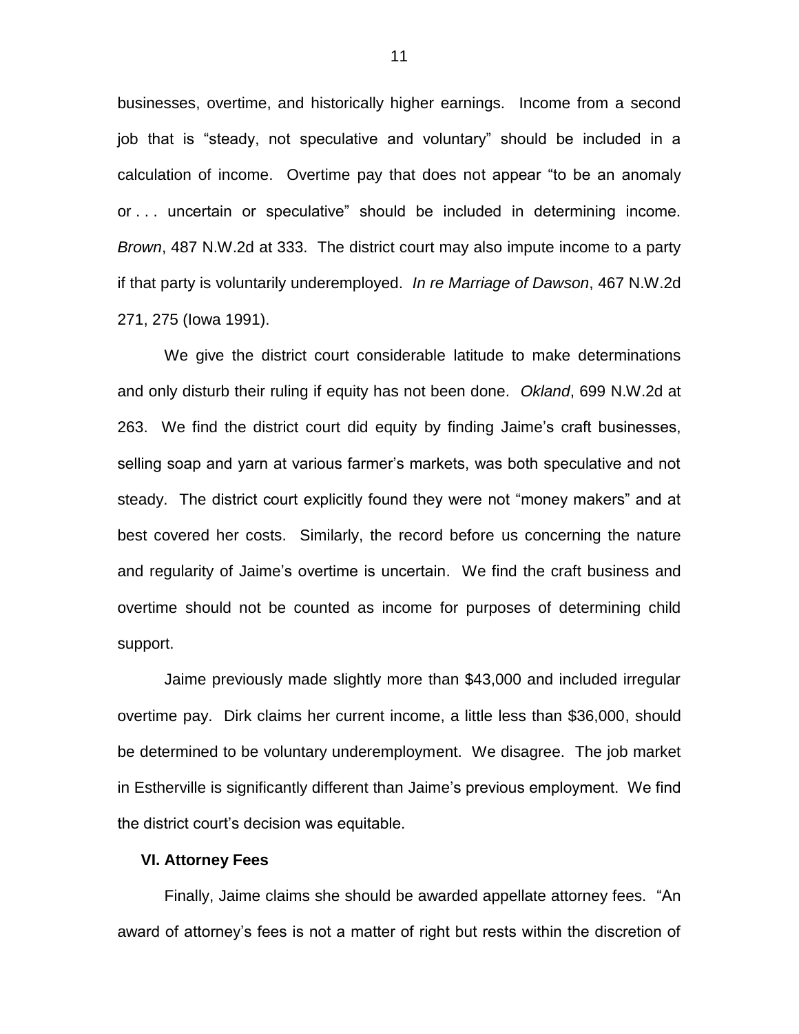businesses, overtime, and historically higher earnings. Income from a second job that is "steady, not speculative and voluntary" should be included in a calculation of income. Overtime pay that does not appear "to be an anomaly or . . . uncertain or speculative" should be included in determining income. *Brown*, 487 N.W.2d at 333. The district court may also impute income to a party if that party is voluntarily underemployed. *In re Marriage of Dawson*, 467 N.W.2d 271, 275 (Iowa 1991).

We give the district court considerable latitude to make determinations and only disturb their ruling if equity has not been done. *Okland*, 699 N.W.2d at 263. We find the district court did equity by finding Jaime's craft businesses, selling soap and yarn at various farmer's markets, was both speculative and not steady. The district court explicitly found they were not "money makers" and at best covered her costs. Similarly, the record before us concerning the nature and regularity of Jaime's overtime is uncertain. We find the craft business and overtime should not be counted as income for purposes of determining child support.

Jaime previously made slightly more than $43,000 and included irregular overtime pay. Dirk claims her current income, a little less than $36,000, should be determined to be voluntary underemployment. We disagree. The job market in Estherville is significantly different than Jaime's previous employment. We find the district court's decision was equitable.

### VI. Attorney Fees

Finally, Jaime claims she should be awarded appellate attorney fees. "An award of attorney's fees is not a matter of right but rests within the discretion of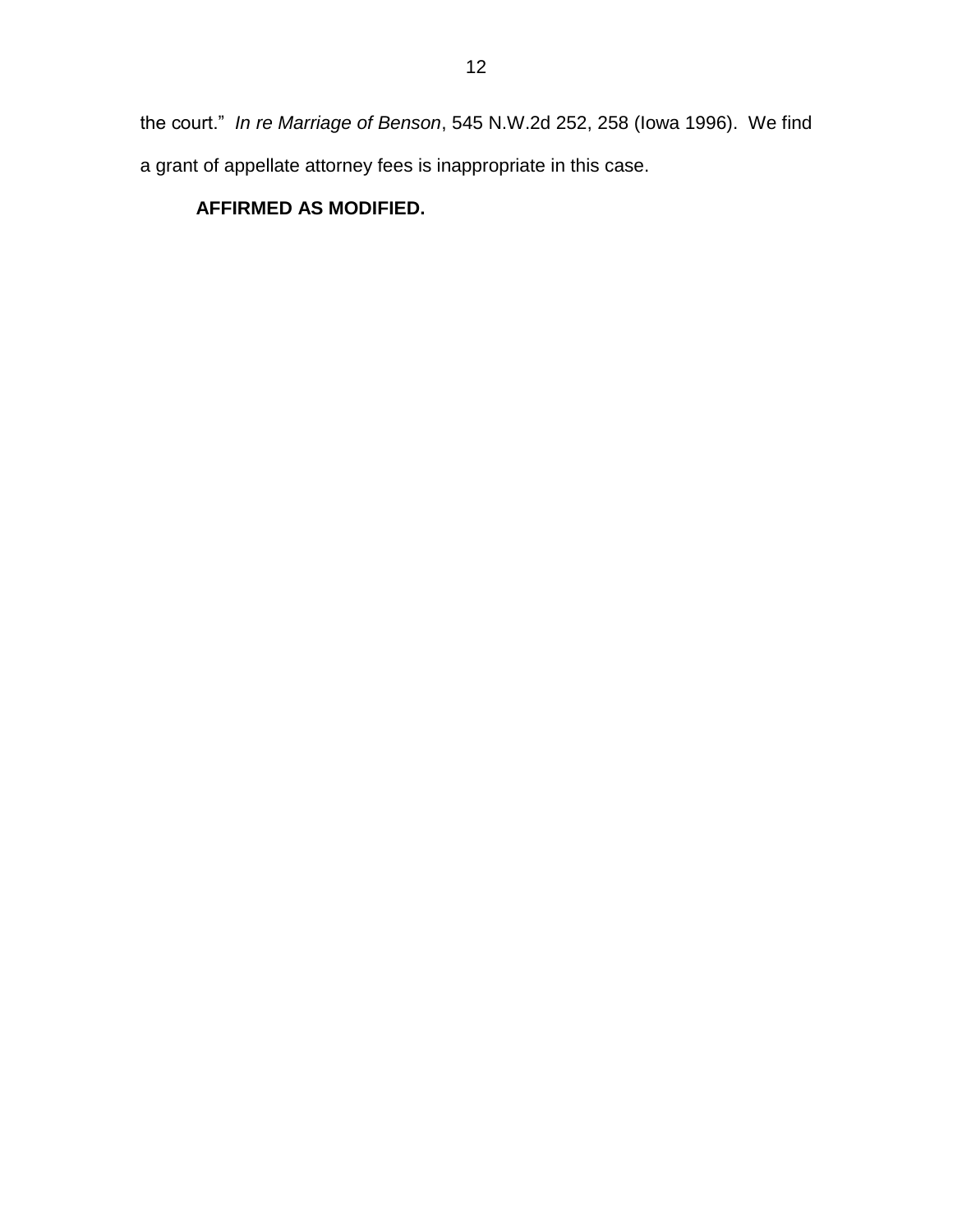the court." *In re Marriage of Benson*, 545 N.W.2d 252, 258 (Iowa 1996). We find a grant of appellate attorney fees is inappropriate in this case.

**AFFIRMED AS MODIFIED.**